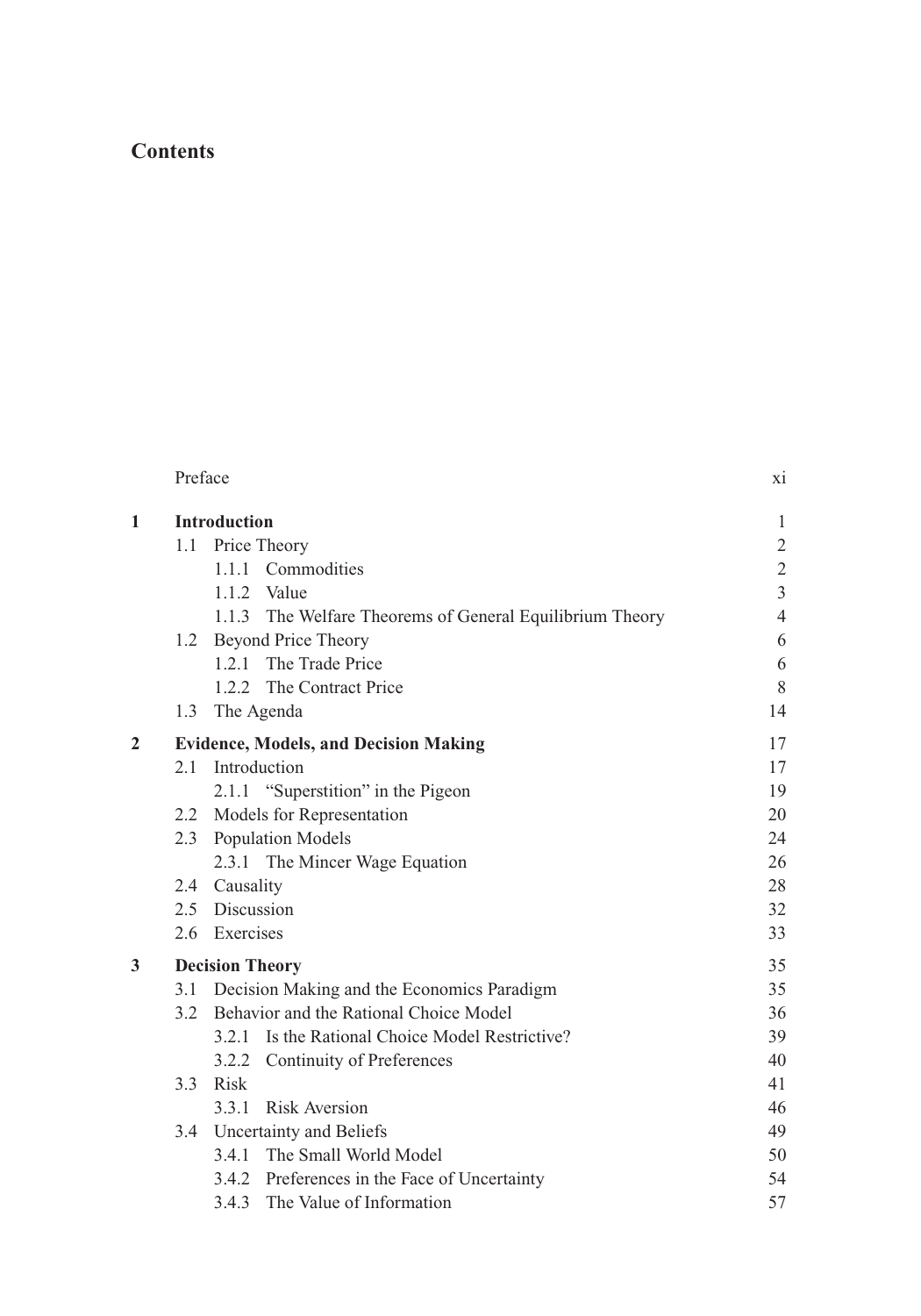# Contents

| | | |
|---|---|---|
| | Preface | xi |
| **1** | **Introduction** | 1 |
| | 1.1 Price Theory | 2 |
| | 1.1.1 Commodities | 2 |
| | 1.1.2 Value | 3 |
| | 1.1.3 The Welfare Theorems of General Equilibrium Theory | 4 |
| | 1.2 Beyond Price Theory | 6 |
| | 1.2.1 The Trade Price | 6 |
| | 1.2.2 The Contract Price | 8 |
| | 1.3 The Agenda | 14 |
| **2** | **Evidence, Models, and Decision Making** | 17 |
| | 2.1 Introduction | 17 |
| | 2.1.1 “Superstition” in the Pigeon | 19 |
| | 2.2 Models for Representation | 20 |
| | 2.3 Population Models | 24 |
| | 2.3.1 The Mincer Wage Equation | 26 |
| | 2.4 Causality | 28 |
| | 2.5 Discussion | 32 |
| | 2.6 Exercises | 33 |
| **3** | **Decision Theory** | 35 |
| | 3.1 Decision Making and the Economics Paradigm | 35 |
| | 3.2 Behavior and the Rational Choice Model | 36 |
| | 3.2.1 Is the Rational Choice Model Restrictive? | 39 |
| | 3.2.2 Continuity of Preferences | 40 |
| | 3.3 Risk | 41 |
| | 3.3.1 Risk Aversion | 46 |
| | 3.4 Uncertainty and Beliefs | 49 |
| | 3.4.1 The Small World Model | 50 |
| | 3.4.2 Preferences in the Face of Uncertainty | 54 |
| | 3.4.3 The Value of Information | 57 |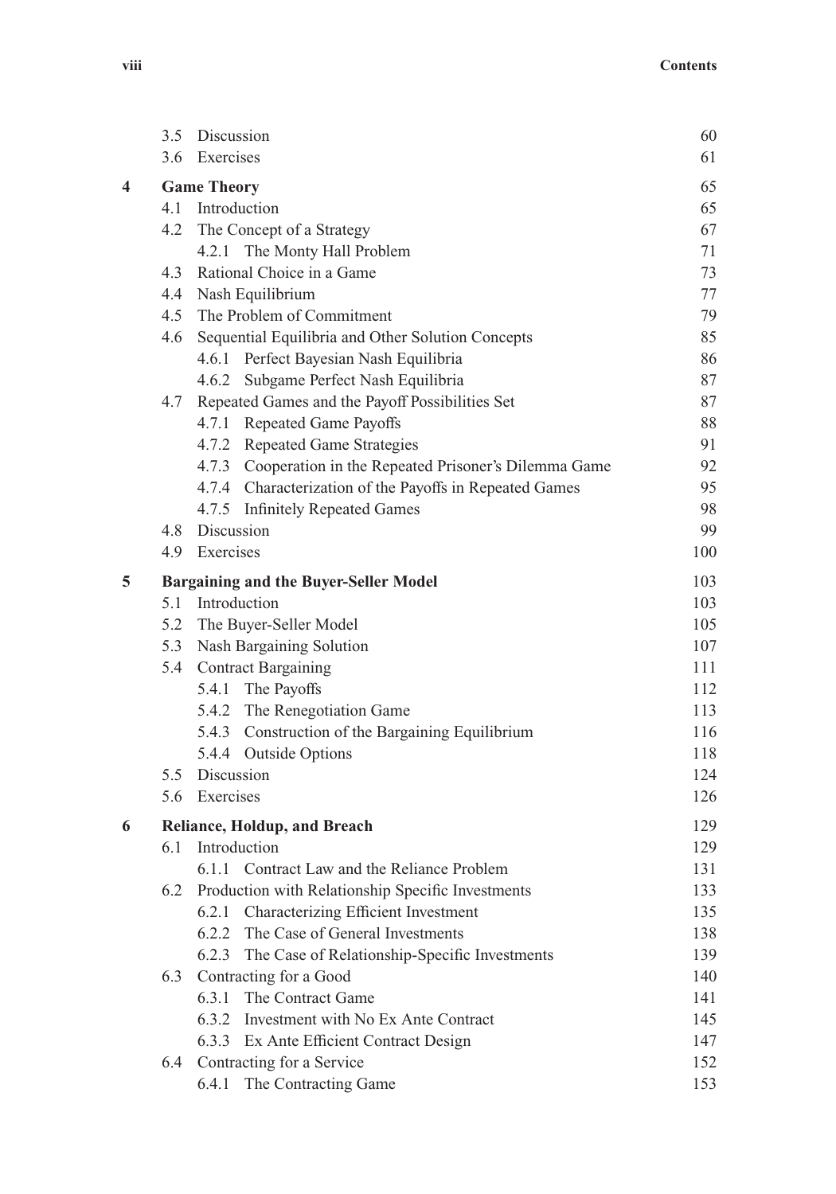| | | |
|---|---|---|
| | 3.5 Discussion | 60 |
| | 3.6 Exercises | 61 |
| **4** | **Game Theory** | 65 |
| | 4.1 Introduction | 65 |
| | 4.2 The Concept of a Strategy | 67 |
| | 4.2.1 The Monty Hall Problem | 71 |
| | 4.3 Rational Choice in a Game | 73 |
| | 4.4 Nash Equilibrium | 77 |
| | 4.5 The Problem of Commitment | 79 |
| | 4.6 Sequential Equilibria and Other Solution Concepts | 85 |
| | 4.6.1 Perfect Bayesian Nash Equilibria | 86 |
| | 4.6.2 Subgame Perfect Nash Equilibria | 87 |
| | 4.7 Repeated Games and the Payoff Possibilities Set | 87 |
| | 4.7.1 Repeated Game Payoffs | 88 |
| | 4.7.2 Repeated Game Strategies | 91 |
| | 4.7.3 Cooperation in the Repeated Prisoner's Dilemma Game | 92 |
| | 4.7.4 Characterization of the Payoffs in Repeated Games | 95 |
| | 4.7.5 Infinitely Repeated Games | 98 |
| | 4.8 Discussion | 99 |
| | 4.9 Exercises | 100 |
| **5** | **Bargaining and the Buyer-Seller Model** | 103 |
| | 5.1 Introduction | 103 |
| | 5.2 The Buyer-Seller Model | 105 |
| | 5.3 Nash Bargaining Solution | 107 |
| | 5.4 Contract Bargaining | 111 |
| | 5.4.1 The Payoffs | 112 |
| | 5.4.2 The Renegotiation Game | 113 |
| | 5.4.3 Construction of the Bargaining Equilibrium | 116 |
| | 5.4.4 Outside Options | 118 |
| | 5.5 Discussion | 124 |
| | 5.6 Exercises | 126 |
| **6** | **Reliance, Holdup, and Breach** | 129 |
| | 6.1 Introduction | 129 |
| | 6.1.1 Contract Law and the Reliance Problem | 131 |
| | 6.2 Production with Relationship Specific Investments | 133 |
| | 6.2.1 Characterizing Efficient Investment | 135 |
| | 6.2.2 The Case of General Investments | 138 |
| | 6.2.3 The Case of Relationship-Specific Investments | 139 |
| | 6.3 Contracting for a Good | 140 |
| | 6.3.1 The Contract Game | 141 |
| | 6.3.2 Investment with No Ex Ante Contract | 145 |
| | 6.3.3 Ex Ante Efficient Contract Design | 147 |
| | 6.4 Contracting for a Service | 152 |
| | 6.4.1 The Contracting Game | 153 |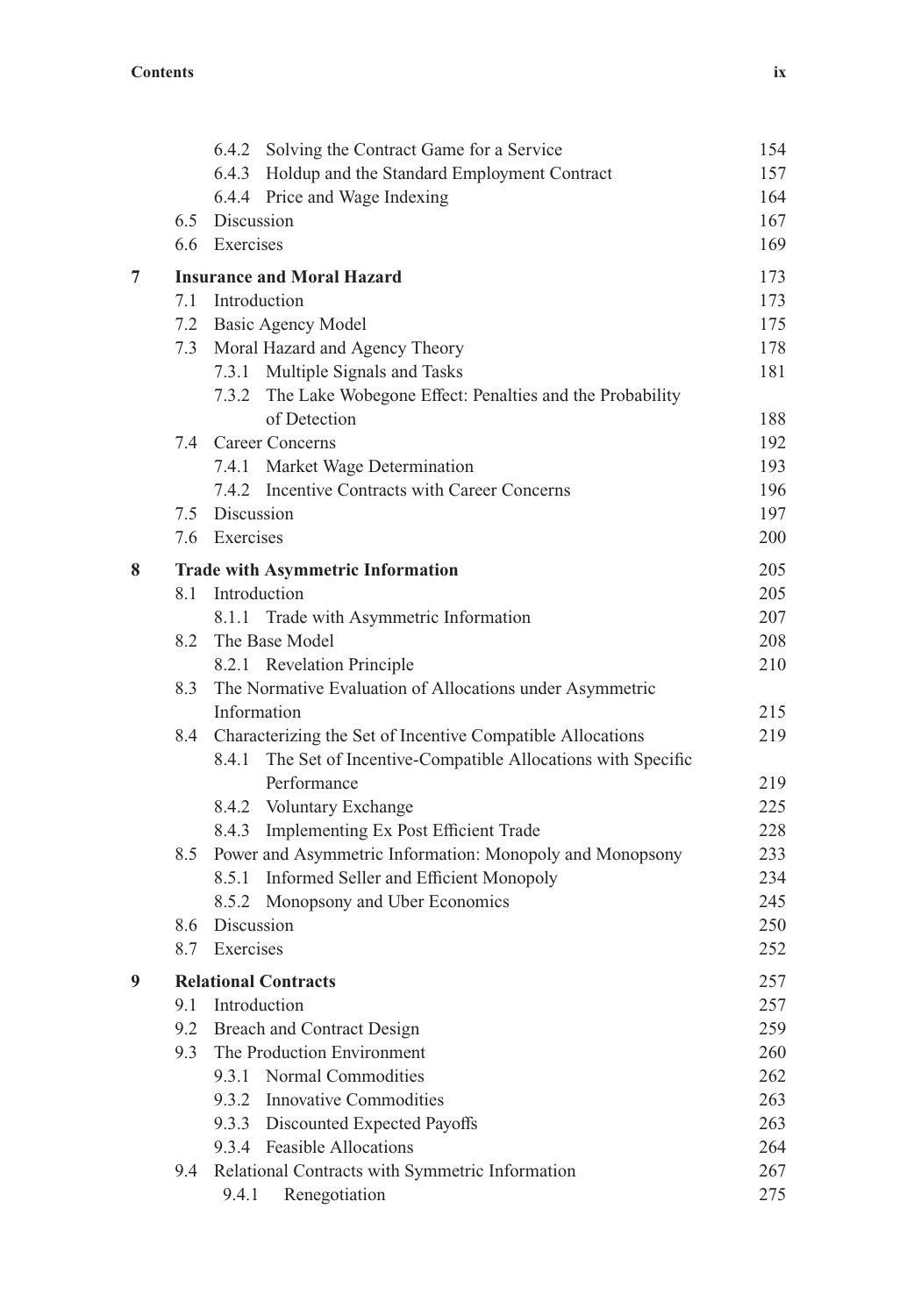| | | | |
|---|---|---|---|
| | | 6.4.2 Solving the Contract Game for a Service | 154 |
| | | 6.4.3 Holdup and the Standard Employment Contract | 157 |
| | | 6.4.4 Price and Wage Indexing | 164 |
| | 6.5 | Discussion | 167 |
| | 6.6 | Exercises | 169 |
| **7** | **Insurance and Moral Hazard** | | **173** |
| | 7.1 | Introduction | 173 |
| | 7.2 | Basic Agency Model | 175 |
| | 7.3 | Moral Hazard and Agency Theory | 178 |
| | | 7.3.1 Multiple Signals and Tasks | 181 |
| | | 7.3.2 The Lake Wobegone Effect: Penalties and the Probability of Detection | 188 |
| | 7.4 | Career Concerns | 192 |
| | | 7.4.1 Market Wage Determination | 193 |
| | | 7.4.2 Incentive Contracts with Career Concerns | 196 |
| | 7.5 | Discussion | 197 |
| | 7.6 | Exercises | 200 |
| **8** | **Trade with Asymmetric Information** | | **205** |
| | 8.1 | Introduction | 205 |
| | | 8.1.1 Trade with Asymmetric Information | 207 |
| | 8.2 | The Base Model | 208 |
| | | 8.2.1 Revelation Principle | 210 |
| | 8.3 | The Normative Evaluation of Allocations under Asymmetric Information | 215 |
| | 8.4 | Characterizing the Set of Incentive Compatible Allocations | 219 |
| | | 8.4.1 The Set of Incentive-Compatible Allocations with Specific Performance | 219 |
| | | 8.4.2 Voluntary Exchange | 225 |
| | | 8.4.3 Implementing Ex Post Efficient Trade | 228 |
| | 8.5 | Power and Asymmetric Information: Monopoly and Monopsony | 233 |
| | | 8.5.1 Informed Seller and Efficient Monopoly | 234 |
| | | 8.5.2 Monopsony and Uber Economics | 245 |
| | 8.6 | Discussion | 250 |
| | 8.7 | Exercises | 252 |
| **9** | **Relational Contracts** | | **257** |
| | 9.1 | Introduction | 257 |
| | 9.2 | Breach and Contract Design | 259 |
| | 9.3 | The Production Environment | 260 |
| | | 9.3.1 Normal Commodities | 262 |
| | | 9.3.2 Innovative Commodities | 263 |
| | | 9.3.3 Discounted Expected Payoffs | 263 |
| | | 9.3.4 Feasible Allocations | 264 |
| | 9.4 | Relational Contracts with Symmetric Information | 267 |
| | | 9.4.1 Renegotiation | 275 |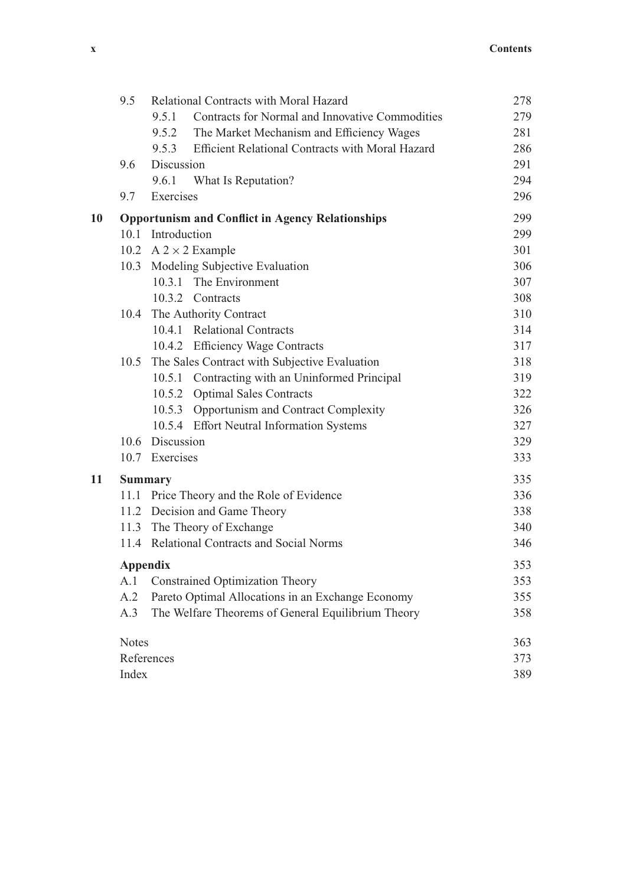| | | | |
|---|---|---|---|
| | 9.5 | Relational Contracts with Moral Hazard | 278 |
| | | 9.5.1 Contracts for Normal and Innovative Commodities | 279 |
| | | 9.5.2 The Market Mechanism and Efficiency Wages | 281 |
| | | 9.5.3 Efficient Relational Contracts with Moral Hazard | 286 |
| | 9.6 | Discussion | 291 |
| | | 9.6.1 What Is Reputation? | 294 |
| | 9.7 | Exercises | 296 |
| **10** | | **Opportunism and Conflict in Agency Relationships** | 299 |
| | 10.1 | Introduction | 299 |
| | 10.2 | A $2 \times 2$ Example | 301 |
| | 10.3 | Modeling Subjective Evaluation | 306 |
| | | 10.3.1 The Environment | 307 |
| | | 10.3.2 Contracts | 308 |
| | 10.4 | The Authority Contract | 310 |
| | | 10.4.1 Relational Contracts | 314 |
| | | 10.4.2 Efficiency Wage Contracts | 317 |
| | 10.5 | The Sales Contract with Subjective Evaluation | 318 |
| | | 10.5.1 Contracting with an Uninformed Principal | 319 |
| | | 10.5.2 Optimal Sales Contracts | 322 |
| | | 10.5.3 Opportunism and Contract Complexity | 326 |
| | | 10.5.4 Effort Neutral Information Systems | 327 |
| | 10.6 | Discussion | 329 |
| | 10.7 | Exercises | 333 |
| **11** | | **Summary** | 335 |
| | 11.1 | Price Theory and the Role of Evidence | 336 |
| | 11.2 | Decision and Game Theory | 338 |
| | 11.3 | The Theory of Exchange | 340 |
| | 11.4 | Relational Contracts and Social Norms | 346 |
| | | **Appendix** | 353 |
| | A.1 | Constrained Optimization Theory | 353 |
| | A.2 | Pareto Optimal Allocations in an Exchange Economy | 355 |
| | A.3 | The Welfare Theorems of General Equilibrium Theory | 358 |
| | | Notes | 363 |
| | | References | 373 |
| | | Index | 389 |